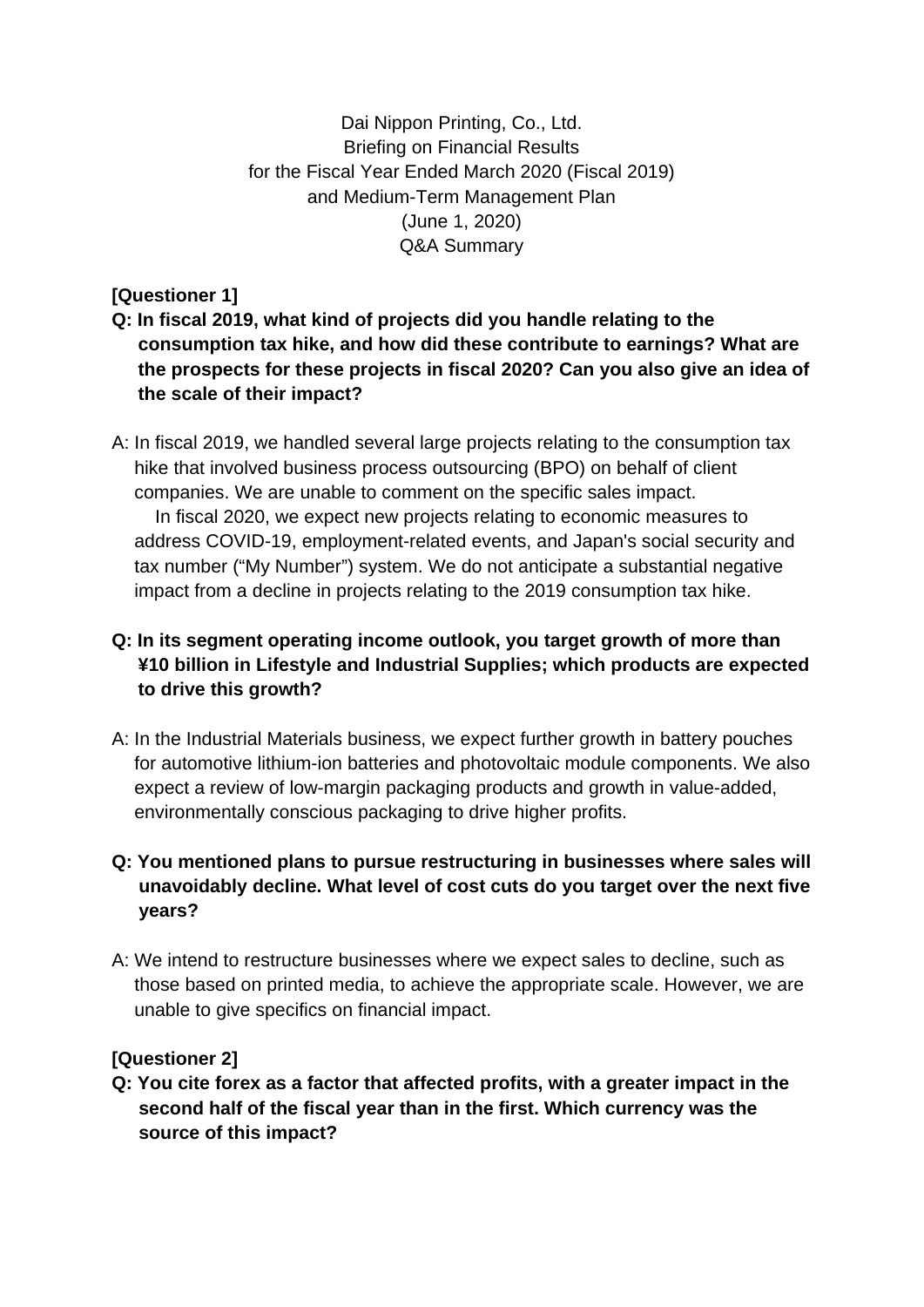Dai Nippon Printing, Co., Ltd.
Briefing on Financial Results
for the Fiscal Year Ended March 2020 (Fiscal 2019)
and Medium-Term Management Plan
(June 1, 2020)
Q&A Summary

**[Questioner 1]**

**Q: In fiscal 2019, what kind of projects did you handle relating to the consumption tax hike, and how did these contribute to earnings? What are the prospects for these projects in fiscal 2020? Can you also give an idea of the scale of their impact?**

A: In fiscal 2019, we handled several large projects relating to the consumption tax hike that involved business process outsourcing (BPO) on behalf of client companies. We are unable to comment on the specific sales impact.

In fiscal 2020, we expect new projects relating to economic measures to address COVID-19, employment-related events, and Japan's social security and tax number ("My Number") system. We do not anticipate a substantial negative impact from a decline in projects relating to the 2019 consumption tax hike.

**Q: In its segment operating income outlook, you target growth of more than ¥10 billion in Lifestyle and Industrial Supplies; which products are expected to drive this growth?**

A: In the Industrial Materials business, we expect further growth in battery pouches for automotive lithium-ion batteries and photovoltaic module components. We also expect a review of low-margin packaging products and growth in value-added, environmentally conscious packaging to drive higher profits.

**Q: You mentioned plans to pursue restructuring in businesses where sales will unavoidably decline. What level of cost cuts do you target over the next five years?**

A: We intend to restructure businesses where we expect sales to decline, such as those based on printed media, to achieve the appropriate scale. However, we are unable to give specifics on financial impact.

**[Questioner 2]**

**Q: You cite forex as a factor that affected profits, with a greater impact in the second half of the fiscal year than in the first. Which currency was the source of this impact?**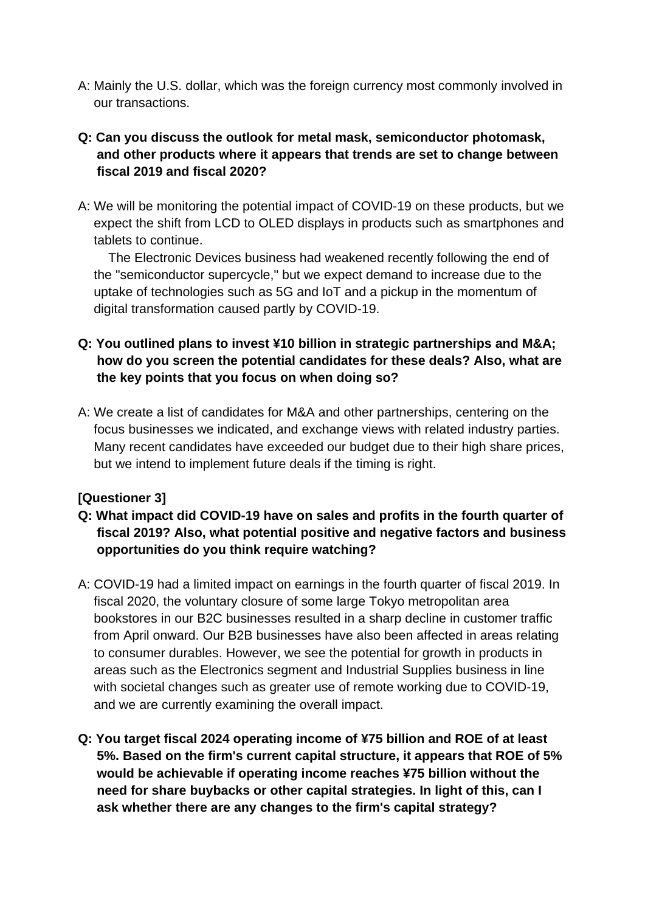A: Mainly the U.S. dollar, which was the foreign currency most commonly involved in our transactions.

**Q: Can you discuss the outlook for metal mask, semiconductor photomask, and other products where it appears that trends are set to change between fiscal 2019 and fiscal 2020?**

A: We will be monitoring the potential impact of COVID-19 on these products, but we expect the shift from LCD to OLED displays in products such as smartphones and tablets to continue.

The Electronic Devices business had weakened recently following the end of the "semiconductor supercycle," but we expect demand to increase due to the uptake of technologies such as 5G and IoT and a pickup in the momentum of digital transformation caused partly by COVID-19.

**Q: You outlined plans to invest ¥10 billion in strategic partnerships and M&A; how do you screen the potential candidates for these deals? Also, what are the key points that you focus on when doing so?**

A: We create a list of candidates for M&A and other partnerships, centering on the focus businesses we indicated, and exchange views with related industry parties. Many recent candidates have exceeded our budget due to their high share prices, but we intend to implement future deals if the timing is right.

**[Questioner 3]**

**Q: What impact did COVID-19 have on sales and profits in the fourth quarter of fiscal 2019? Also, what potential positive and negative factors and business opportunities do you think require watching?**

A: COVID-19 had a limited impact on earnings in the fourth quarter of fiscal 2019. In fiscal 2020, the voluntary closure of some large Tokyo metropolitan area bookstores in our B2C businesses resulted in a sharp decline in customer traffic from April onward. Our B2B businesses have also been affected in areas relating to consumer durables. However, we see the potential for growth in products in areas such as the Electronics segment and Industrial Supplies business in line with societal changes such as greater use of remote working due to COVID-19, and we are currently examining the overall impact.

**Q: You target fiscal 2024 operating income of ¥75 billion and ROE of at least 5%. Based on the firm's current capital structure, it appears that ROE of 5% would be achievable if operating income reaches ¥75 billion without the need for share buybacks or other capital strategies. In light of this, can I ask whether there are any changes to the firm's capital strategy?**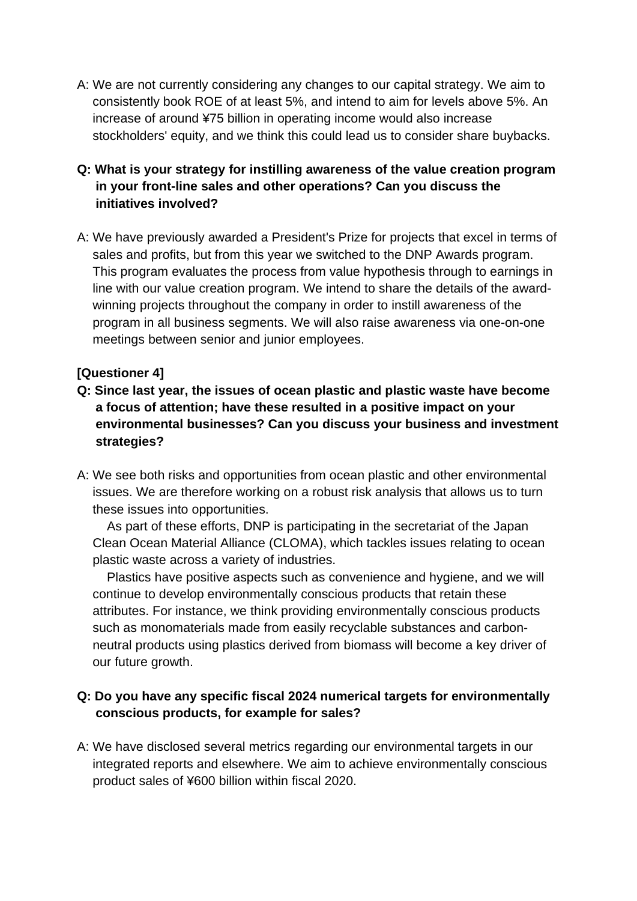A: We are not currently considering any changes to our capital strategy. We aim to consistently book ROE of at least 5%, and intend to aim for levels above 5%. An increase of around ¥75 billion in operating income would also increase stockholders' equity, and we think this could lead us to consider share buybacks.

**Q: What is your strategy for instilling awareness of the value creation program in your front-line sales and other operations? Can you discuss the initiatives involved?**

A: We have previously awarded a President's Prize for projects that excel in terms of sales and profits, but from this year we switched to the DNP Awards program. This program evaluates the process from value hypothesis through to earnings in line with our value creation program. We intend to share the details of the award-winning projects throughout the company in order to instill awareness of the program in all business segments. We will also raise awareness via one-on-one meetings between senior and junior employees.

**[Questioner 4]**

**Q: Since last year, the issues of ocean plastic and plastic waste have become a focus of attention; have these resulted in a positive impact on your environmental businesses? Can you discuss your business and investment strategies?**

A: We see both risks and opportunities from ocean plastic and other environmental issues. We are therefore working on a robust risk analysis that allows us to turn these issues into opportunities.

As part of these efforts, DNP is participating in the secretariat of the Japan Clean Ocean Material Alliance (CLOMA), which tackles issues relating to ocean plastic waste across a variety of industries.

Plastics have positive aspects such as convenience and hygiene, and we will continue to develop environmentally conscious products that retain these attributes. For instance, we think providing environmentally conscious products such as monomaterials made from easily recyclable substances and carbon-neutral products using plastics derived from biomass will become a key driver of our future growth.

**Q: Do you have any specific fiscal 2024 numerical targets for environmentally conscious products, for example for sales?**

A: We have disclosed several metrics regarding our environmental targets in our integrated reports and elsewhere. We aim to achieve environmentally conscious product sales of ¥600 billion within fiscal 2020.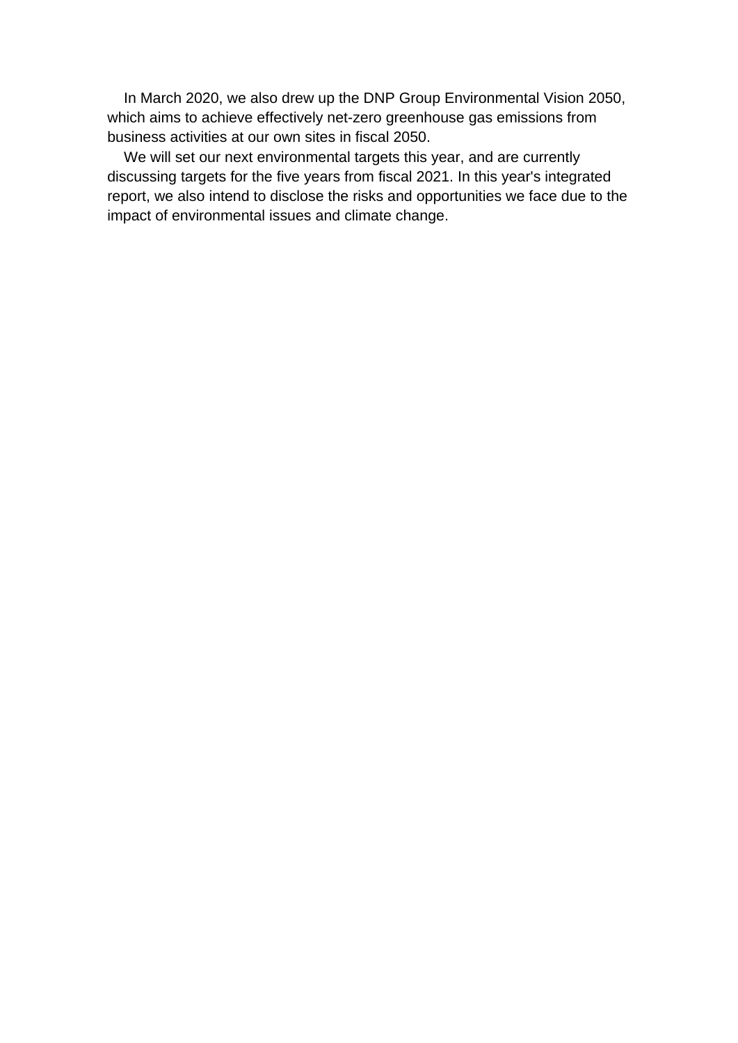In March 2020, we also drew up the DNP Group Environmental Vision 2050, which aims to achieve effectively net-zero greenhouse gas emissions from business activities at our own sites in fiscal 2050.

We will set our next environmental targets this year, and are currently discussing targets for the five years from fiscal 2021. In this year's integrated report, we also intend to disclose the risks and opportunities we face due to the impact of environmental issues and climate change.